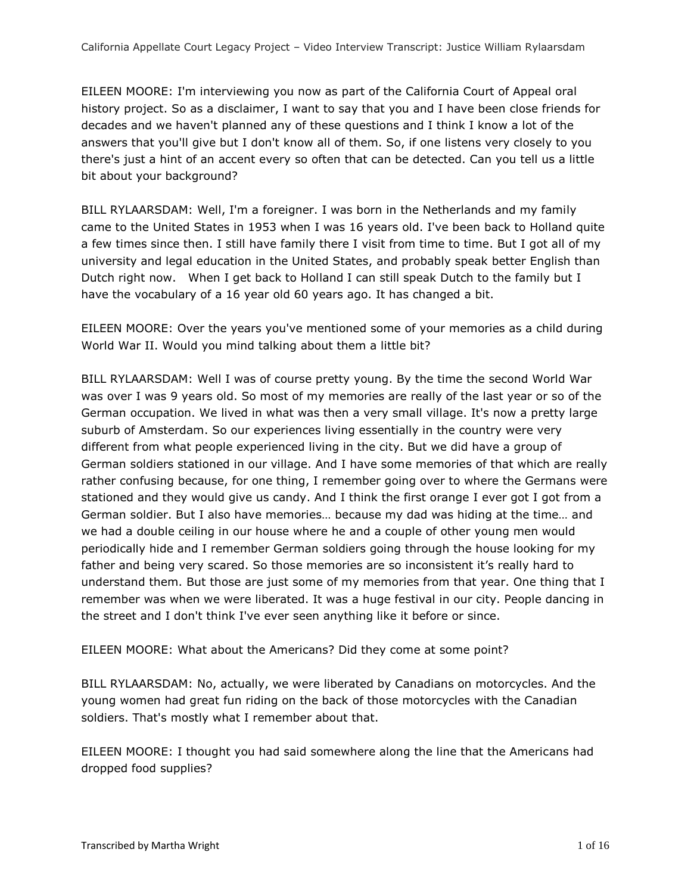EILEEN MOORE: I'm interviewing you now as part of the California Court of Appeal oral history project. So as a disclaimer, I want to say that you and I have been close friends for decades and we haven't planned any of these questions and I think I know a lot of the answers that you'll give but I don't know all of them. So, if one listens very closely to you there's just a hint of an accent every so often that can be detected. Can you tell us a little bit about your background?

BILL RYLAARSDAM: Well, I'm a foreigner. I was born in the Netherlands and my family came to the United States in 1953 when I was 16 years old. I've been back to Holland quite a few times since then. I still have family there I visit from time to time. But I got all of my university and legal education in the United States, and probably speak better English than Dutch right now. When I get back to Holland I can still speak Dutch to the family but I have the vocabulary of a 16 year old 60 years ago. It has changed a bit.

EILEEN MOORE: Over the years you've mentioned some of your memories as a child during World War II. Would you mind talking about them a little bit?

BILL RYLAARSDAM: Well I was of course pretty young. By the time the second World War was over I was 9 years old. So most of my memories are really of the last year or so of the German occupation. We lived in what was then a very small village. It's now a pretty large suburb of Amsterdam. So our experiences living essentially in the country were very different from what people experienced living in the city. But we did have a group of German soldiers stationed in our village. And I have some memories of that which are really rather confusing because, for one thing, I remember going over to where the Germans were stationed and they would give us candy. And I think the first orange I ever got I got from a German soldier. But I also have memories… because my dad was hiding at the time… and we had a double ceiling in our house where he and a couple of other young men would periodically hide and I remember German soldiers going through the house looking for my father and being very scared. So those memories are so inconsistent it's really hard to understand them. But those are just some of my memories from that year. One thing that I remember was when we were liberated. It was a huge festival in our city. People dancing in the street and I don't think I've ever seen anything like it before or since.

EILEEN MOORE: What about the Americans? Did they come at some point?

BILL RYLAARSDAM: No, actually, we were liberated by Canadians on motorcycles. And the young women had great fun riding on the back of those motorcycles with the Canadian soldiers. That's mostly what I remember about that.

EILEEN MOORE: I thought you had said somewhere along the line that the Americans had dropped food supplies?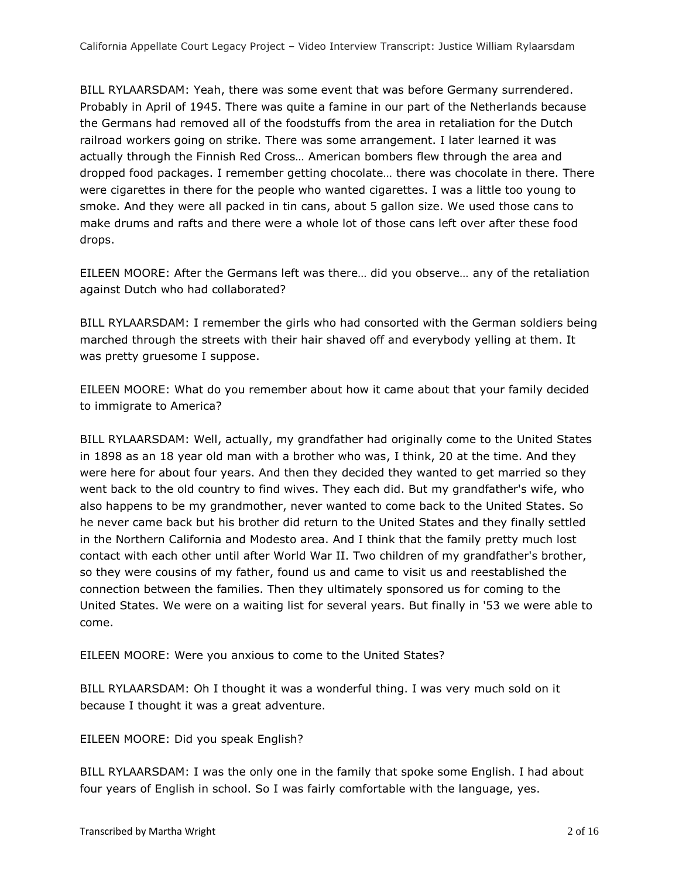BILL RYLAARSDAM: Yeah, there was some event that was before Germany surrendered. Probably in April of 1945. There was quite a famine in our part of the Netherlands because the Germans had removed all of the foodstuffs from the area in retaliation for the Dutch railroad workers going on strike. There was some arrangement. I later learned it was actually through the Finnish Red Cross… American bombers flew through the area and dropped food packages. I remember getting chocolate… there was chocolate in there. There were cigarettes in there for the people who wanted cigarettes. I was a little too young to smoke. And they were all packed in tin cans, about 5 gallon size. We used those cans to make drums and rafts and there were a whole lot of those cans left over after these food drops.

EILEEN MOORE: After the Germans left was there… did you observe… any of the retaliation against Dutch who had collaborated?

BILL RYLAARSDAM: I remember the girls who had consorted with the German soldiers being marched through the streets with their hair shaved off and everybody yelling at them. It was pretty gruesome I suppose.

EILEEN MOORE: What do you remember about how it came about that your family decided to immigrate to America?

BILL RYLAARSDAM: Well, actually, my grandfather had originally come to the United States in 1898 as an 18 year old man with a brother who was, I think, 20 at the time. And they were here for about four years. And then they decided they wanted to get married so they went back to the old country to find wives. They each did. But my grandfather's wife, who also happens to be my grandmother, never wanted to come back to the United States. So he never came back but his brother did return to the United States and they finally settled in the Northern California and Modesto area. And I think that the family pretty much lost contact with each other until after World War II. Two children of my grandfather's brother, so they were cousins of my father, found us and came to visit us and reestablished the connection between the families. Then they ultimately sponsored us for coming to the United States. We were on a waiting list for several years. But finally in '53 we were able to come.

EILEEN MOORE: Were you anxious to come to the United States?

BILL RYLAARSDAM: Oh I thought it was a wonderful thing. I was very much sold on it because I thought it was a great adventure.

EILEEN MOORE: Did you speak English?

BILL RYLAARSDAM: I was the only one in the family that spoke some English. I had about four years of English in school. So I was fairly comfortable with the language, yes.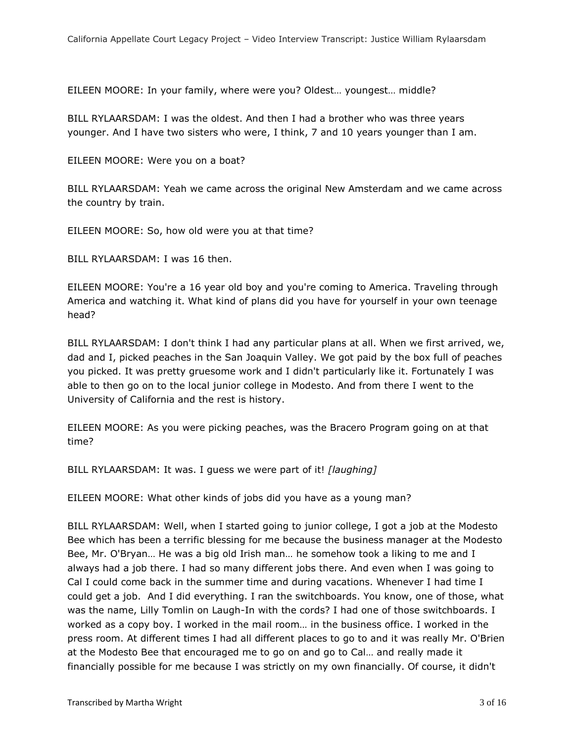EILEEN MOORE: In your family, where were you? Oldest… youngest… middle?

BILL RYLAARSDAM: I was the oldest. And then I had a brother who was three years younger. And I have two sisters who were, I think, 7 and 10 years younger than I am.

EILEEN MOORE: Were you on a boat?

BILL RYLAARSDAM: Yeah we came across the original New Amsterdam and we came across the country by train.

EILEEN MOORE: So, how old were you at that time?

BILL RYLAARSDAM: I was 16 then.

EILEEN MOORE: You're a 16 year old boy and you're coming to America. Traveling through America and watching it. What kind of plans did you have for yourself in your own teenage head?

BILL RYLAARSDAM: I don't think I had any particular plans at all. When we first arrived, we, dad and I, picked peaches in the San Joaquin Valley. We got paid by the box full of peaches you picked. It was pretty gruesome work and I didn't particularly like it. Fortunately I was able to then go on to the local junior college in Modesto. And from there I went to the University of California and the rest is history.

EILEEN MOORE: As you were picking peaches, was the Bracero Program going on at that time?

BILL RYLAARSDAM: It was. I guess we were part of it! *[laughing]*

EILEEN MOORE: What other kinds of jobs did you have as a young man?

BILL RYLAARSDAM: Well, when I started going to junior college, I got a job at the Modesto Bee which has been a terrific blessing for me because the business manager at the Modesto Bee, Mr. O'Bryan… He was a big old Irish man… he somehow took a liking to me and I always had a job there. I had so many different jobs there. And even when I was going to Cal I could come back in the summer time and during vacations. Whenever I had time I could get a job. And I did everything. I ran the switchboards. You know, one of those, what was the name, Lilly Tomlin on Laugh-In with the cords? I had one of those switchboards. I worked as a copy boy. I worked in the mail room… in the business office. I worked in the press room. At different times I had all different places to go to and it was really Mr. O'Brien at the Modesto Bee that encouraged me to go on and go to Cal… and really made it financially possible for me because I was strictly on my own financially. Of course, it didn't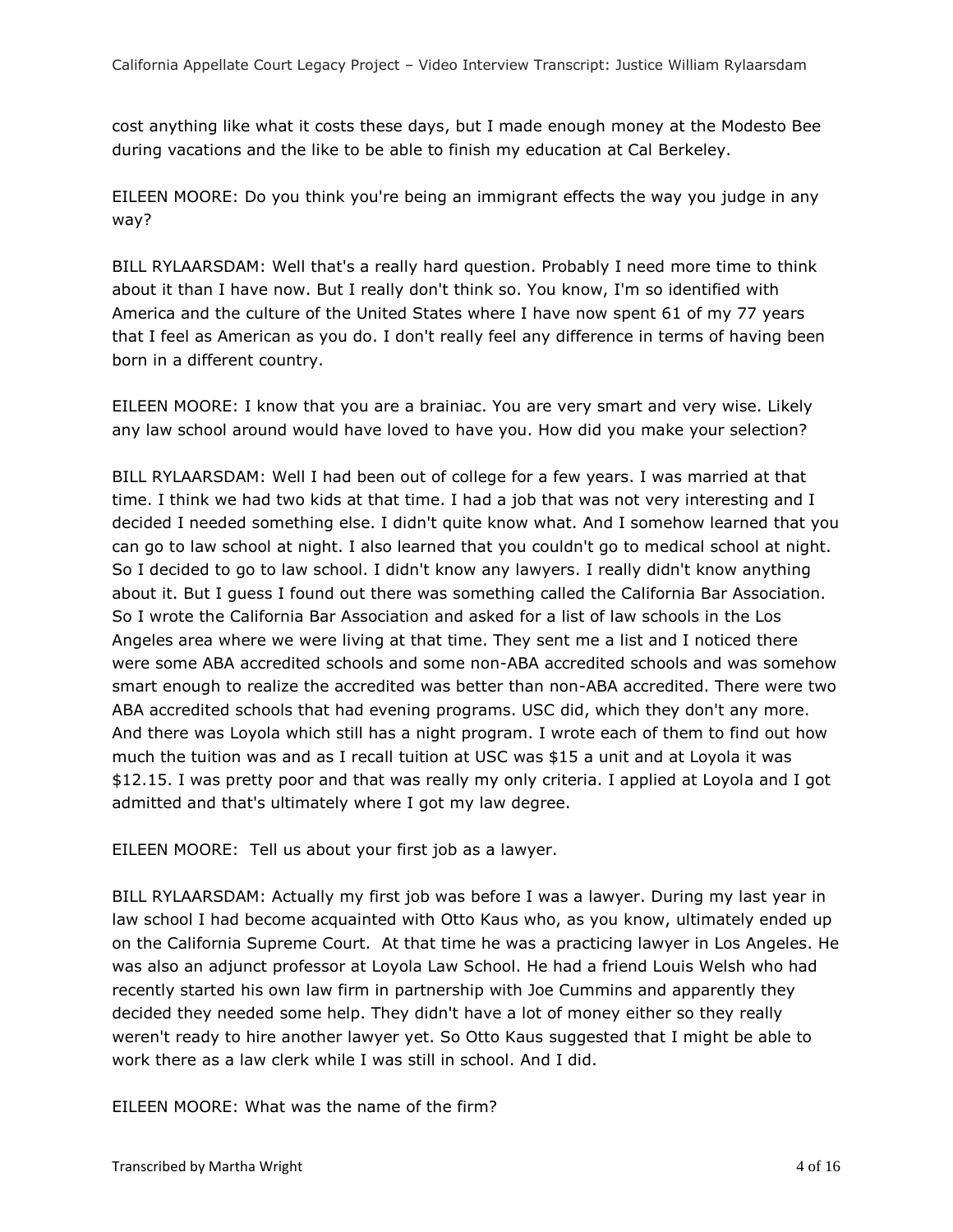cost anything like what it costs these days, but I made enough money at the Modesto Bee during vacations and the like to be able to finish my education at Cal Berkeley.

EILEEN MOORE: Do you think you're being an immigrant effects the way you judge in any way?

BILL RYLAARSDAM: Well that's a really hard question. Probably I need more time to think about it than I have now. But I really don't think so. You know, I'm so identified with America and the culture of the United States where I have now spent 61 of my 77 years that I feel as American as you do. I don't really feel any difference in terms of having been born in a different country.

EILEEN MOORE: I know that you are a brainiac. You are very smart and very wise. Likely any law school around would have loved to have you. How did you make your selection?

BILL RYLAARSDAM: Well I had been out of college for a few years. I was married at that time. I think we had two kids at that time. I had a job that was not very interesting and I decided I needed something else. I didn't quite know what. And I somehow learned that you can go to law school at night. I also learned that you couldn't go to medical school at night. So I decided to go to law school. I didn't know any lawyers. I really didn't know anything about it. But I guess I found out there was something called the California Bar Association. So I wrote the California Bar Association and asked for a list of law schools in the Los Angeles area where we were living at that time. They sent me a list and I noticed there were some ABA accredited schools and some non-ABA accredited schools and was somehow smart enough to realize the accredited was better than non-ABA accredited. There were two ABA accredited schools that had evening programs. USC did, which they don't any more. And there was Loyola which still has a night program. I wrote each of them to find out how much the tuition was and as I recall tuition at USC was $15 a unit and at Loyola it was $12.15. I was pretty poor and that was really my only criteria. I applied at Loyola and I got admitted and that's ultimately where I got my law degree.

EILEEN MOORE: Tell us about your first job as a lawyer.

BILL RYLAARSDAM: Actually my first job was before I was a lawyer. During my last year in law school I had become acquainted with Otto Kaus who, as you know, ultimately ended up on the California Supreme Court. At that time he was a practicing lawyer in Los Angeles. He was also an adjunct professor at Loyola Law School. He had a friend Louis Welsh who had recently started his own law firm in partnership with Joe Cummins and apparently they decided they needed some help. They didn't have a lot of money either so they really weren't ready to hire another lawyer yet. So Otto Kaus suggested that I might be able to work there as a law clerk while I was still in school. And I did.

EILEEN MOORE: What was the name of the firm?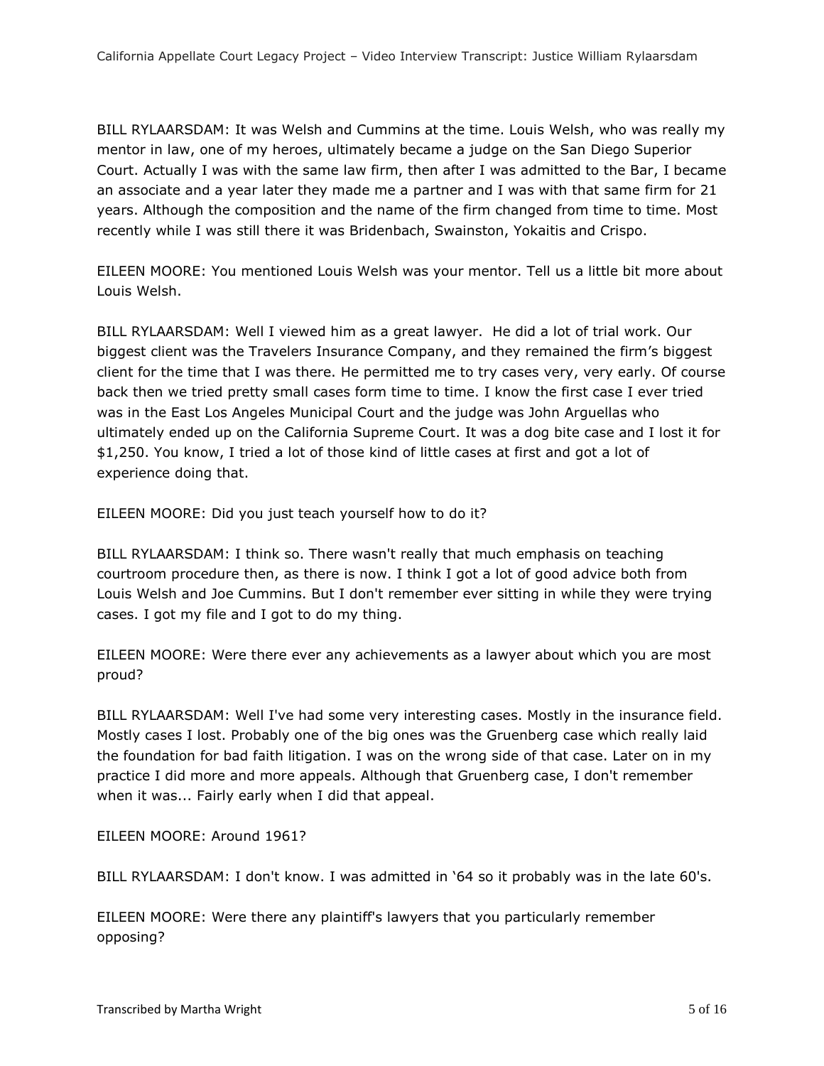BILL RYLAARSDAM: It was Welsh and Cummins at the time. Louis Welsh, who was really my mentor in law, one of my heroes, ultimately became a judge on the San Diego Superior Court. Actually I was with the same law firm, then after I was admitted to the Bar, I became an associate and a year later they made me a partner and I was with that same firm for 21 years. Although the composition and the name of the firm changed from time to time. Most recently while I was still there it was Bridenbach, Swainston, Yokaitis and Crispo.

EILEEN MOORE: You mentioned Louis Welsh was your mentor. Tell us a little bit more about Louis Welsh.

BILL RYLAARSDAM: Well I viewed him as a great lawyer. He did a lot of trial work. Our biggest client was the Travelers Insurance Company, and they remained the firm's biggest client for the time that I was there. He permitted me to try cases very, very early. Of course back then we tried pretty small cases form time to time. I know the first case I ever tried was in the East Los Angeles Municipal Court and the judge was John Arguellas who ultimately ended up on the California Supreme Court. It was a dog bite case and I lost it for $1,250. You know, I tried a lot of those kind of little cases at first and got a lot of experience doing that.

EILEEN MOORE: Did you just teach yourself how to do it?

BILL RYLAARSDAM: I think so. There wasn't really that much emphasis on teaching courtroom procedure then, as there is now. I think I got a lot of good advice both from Louis Welsh and Joe Cummins. But I don't remember ever sitting in while they were trying cases. I got my file and I got to do my thing.

EILEEN MOORE: Were there ever any achievements as a lawyer about which you are most proud?

BILL RYLAARSDAM: Well I've had some very interesting cases. Mostly in the insurance field. Mostly cases I lost. Probably one of the big ones was the Gruenberg case which really laid the foundation for bad faith litigation. I was on the wrong side of that case. Later on in my practice I did more and more appeals. Although that Gruenberg case, I don't remember when it was... Fairly early when I did that appeal.

EILEEN MOORE: Around 1961?

BILL RYLAARSDAM: I don't know. I was admitted in '64 so it probably was in the late 60's.

EILEEN MOORE: Were there any plaintiff's lawyers that you particularly remember opposing?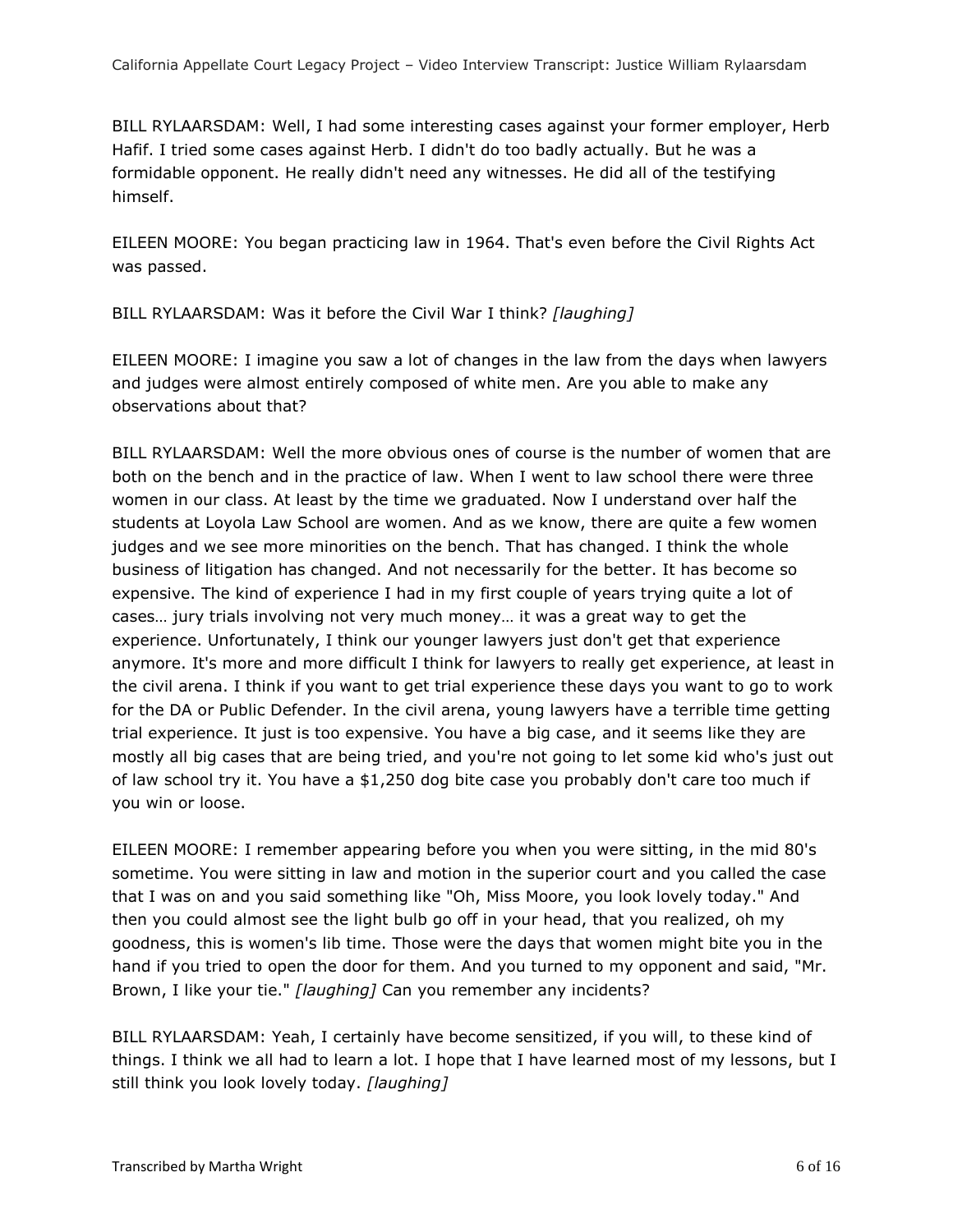BILL RYLAARSDAM: Well, I had some interesting cases against your former employer, Herb Hafif. I tried some cases against Herb. I didn't do too badly actually. But he was a formidable opponent. He really didn't need any witnesses. He did all of the testifying himself.

EILEEN MOORE: You began practicing law in 1964. That's even before the Civil Rights Act was passed.

BILL RYLAARSDAM: Was it before the Civil War I think? *[laughing]*

EILEEN MOORE: I imagine you saw a lot of changes in the law from the days when lawyers and judges were almost entirely composed of white men. Are you able to make any observations about that?

BILL RYLAARSDAM: Well the more obvious ones of course is the number of women that are both on the bench and in the practice of law. When I went to law school there were three women in our class. At least by the time we graduated. Now I understand over half the students at Loyola Law School are women. And as we know, there are quite a few women judges and we see more minorities on the bench. That has changed. I think the whole business of litigation has changed. And not necessarily for the better. It has become so expensive. The kind of experience I had in my first couple of years trying quite a lot of cases… jury trials involving not very much money… it was a great way to get the experience. Unfortunately, I think our younger lawyers just don't get that experience anymore. It's more and more difficult I think for lawyers to really get experience, at least in the civil arena. I think if you want to get trial experience these days you want to go to work for the DA or Public Defender. In the civil arena, young lawyers have a terrible time getting trial experience. It just is too expensive. You have a big case, and it seems like they are mostly all big cases that are being tried, and you're not going to let some kid who's just out of law school try it. You have a $1,250 dog bite case you probably don't care too much if you win or loose.

EILEEN MOORE: I remember appearing before you when you were sitting, in the mid 80's sometime. You were sitting in law and motion in the superior court and you called the case that I was on and you said something like "Oh, Miss Moore, you look lovely today." And then you could almost see the light bulb go off in your head, that you realized, oh my goodness, this is women's lib time. Those were the days that women might bite you in the hand if you tried to open the door for them. And you turned to my opponent and said, "Mr. Brown, I like your tie." *[laughing]* Can you remember any incidents?

BILL RYLAARSDAM: Yeah, I certainly have become sensitized, if you will, to these kind of things. I think we all had to learn a lot. I hope that I have learned most of my lessons, but I still think you look lovely today. *[laughing]*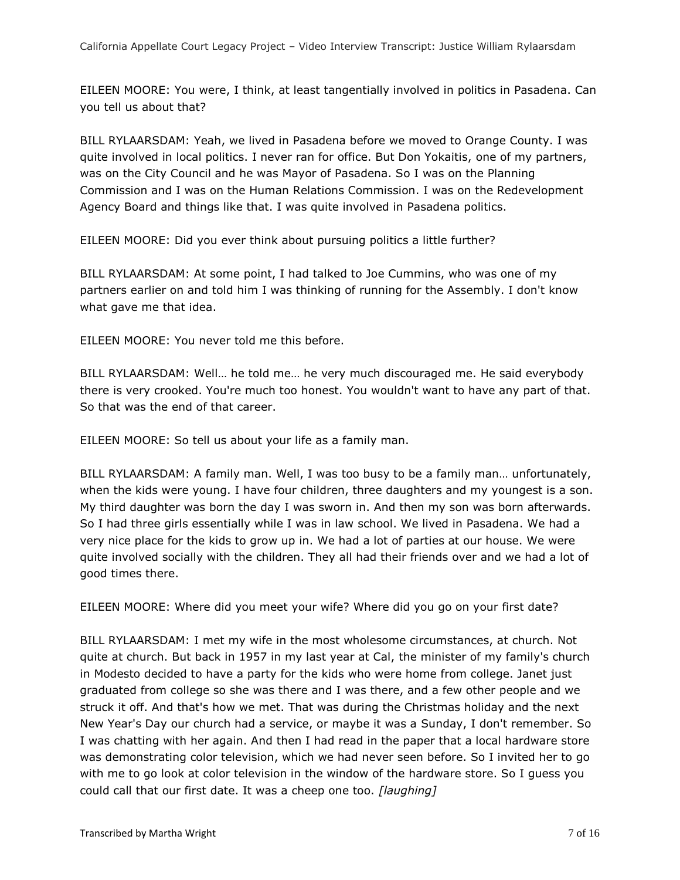EILEEN MOORE: You were, I think, at least tangentially involved in politics in Pasadena. Can you tell us about that?

BILL RYLAARSDAM: Yeah, we lived in Pasadena before we moved to Orange County. I was quite involved in local politics. I never ran for office. But Don Yokaitis, one of my partners, was on the City Council and he was Mayor of Pasadena. So I was on the Planning Commission and I was on the Human Relations Commission. I was on the Redevelopment Agency Board and things like that. I was quite involved in Pasadena politics.

EILEEN MOORE: Did you ever think about pursuing politics a little further?

BILL RYLAARSDAM: At some point, I had talked to Joe Cummins, who was one of my partners earlier on and told him I was thinking of running for the Assembly. I don't know what gave me that idea.

EILEEN MOORE: You never told me this before.

BILL RYLAARSDAM: Well… he told me… he very much discouraged me. He said everybody there is very crooked. You're much too honest. You wouldn't want to have any part of that. So that was the end of that career.

EILEEN MOORE: So tell us about your life as a family man.

BILL RYLAARSDAM: A family man. Well, I was too busy to be a family man… unfortunately, when the kids were young. I have four children, three daughters and my youngest is a son. My third daughter was born the day I was sworn in. And then my son was born afterwards. So I had three girls essentially while I was in law school. We lived in Pasadena. We had a very nice place for the kids to grow up in. We had a lot of parties at our house. We were quite involved socially with the children. They all had their friends over and we had a lot of good times there.

EILEEN MOORE: Where did you meet your wife? Where did you go on your first date?

BILL RYLAARSDAM: I met my wife in the most wholesome circumstances, at church. Not quite at church. But back in 1957 in my last year at Cal, the minister of my family's church in Modesto decided to have a party for the kids who were home from college. Janet just graduated from college so she was there and I was there, and a few other people and we struck it off. And that's how we met. That was during the Christmas holiday and the next New Year's Day our church had a service, or maybe it was a Sunday, I don't remember. So I was chatting with her again. And then I had read in the paper that a local hardware store was demonstrating color television, which we had never seen before. So I invited her to go with me to go look at color television in the window of the hardware store. So I guess you could call that our first date. It was a cheep one too. *[laughing]*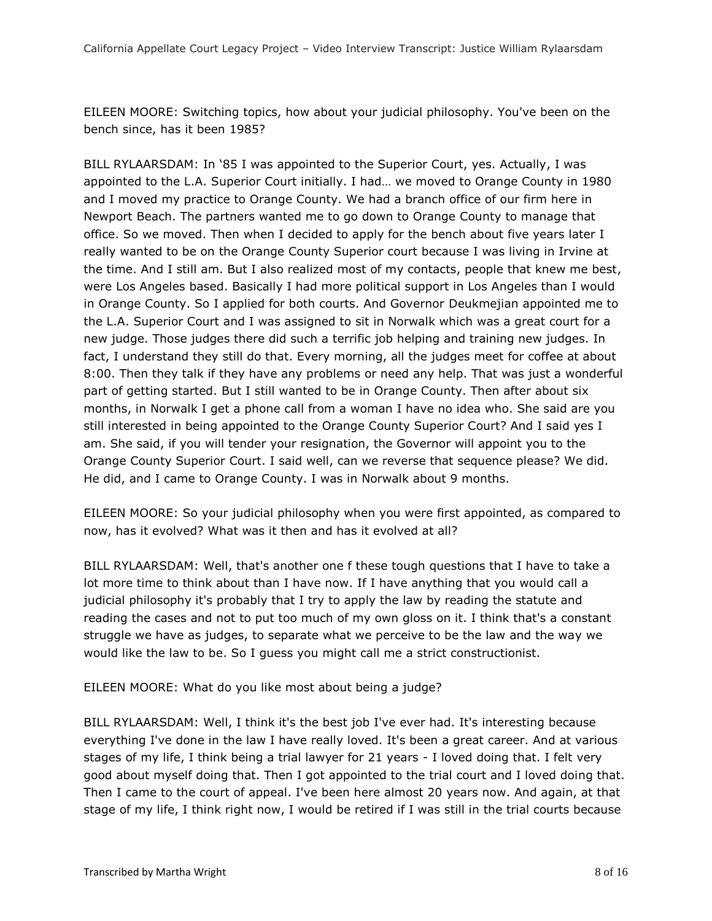EILEEN MOORE: Switching topics, how about your judicial philosophy. You've been on the bench since, has it been 1985?

BILL RYLAARSDAM: In '85 I was appointed to the Superior Court, yes. Actually, I was appointed to the L.A. Superior Court initially. I had… we moved to Orange County in 1980 and I moved my practice to Orange County. We had a branch office of our firm here in Newport Beach. The partners wanted me to go down to Orange County to manage that office. So we moved. Then when I decided to apply for the bench about five years later I really wanted to be on the Orange County Superior court because I was living in Irvine at the time. And I still am. But I also realized most of my contacts, people that knew me best, were Los Angeles based. Basically I had more political support in Los Angeles than I would in Orange County. So I applied for both courts. And Governor Deukmejian appointed me to the L.A. Superior Court and I was assigned to sit in Norwalk which was a great court for a new judge. Those judges there did such a terrific job helping and training new judges. In fact, I understand they still do that. Every morning, all the judges meet for coffee at about 8:00. Then they talk if they have any problems or need any help. That was just a wonderful part of getting started. But I still wanted to be in Orange County. Then after about six months, in Norwalk I get a phone call from a woman I have no idea who. She said are you still interested in being appointed to the Orange County Superior Court? And I said yes I am. She said, if you will tender your resignation, the Governor will appoint you to the Orange County Superior Court. I said well, can we reverse that sequence please? We did. He did, and I came to Orange County. I was in Norwalk about 9 months.

EILEEN MOORE: So your judicial philosophy when you were first appointed, as compared to now, has it evolved? What was it then and has it evolved at all?

BILL RYLAARSDAM: Well, that's another one f these tough questions that I have to take a lot more time to think about than I have now. If I have anything that you would call a judicial philosophy it's probably that I try to apply the law by reading the statute and reading the cases and not to put too much of my own gloss on it. I think that's a constant struggle we have as judges, to separate what we perceive to be the law and the way we would like the law to be. So I guess you might call me a strict constructionist.

EILEEN MOORE: What do you like most about being a judge?

BILL RYLAARSDAM: Well, I think it's the best job I've ever had. It's interesting because everything I've done in the law I have really loved. It's been a great career. And at various stages of my life, I think being a trial lawyer for 21 years - I loved doing that. I felt very good about myself doing that. Then I got appointed to the trial court and I loved doing that. Then I came to the court of appeal. I've been here almost 20 years now. And again, at that stage of my life, I think right now, I would be retired if I was still in the trial courts because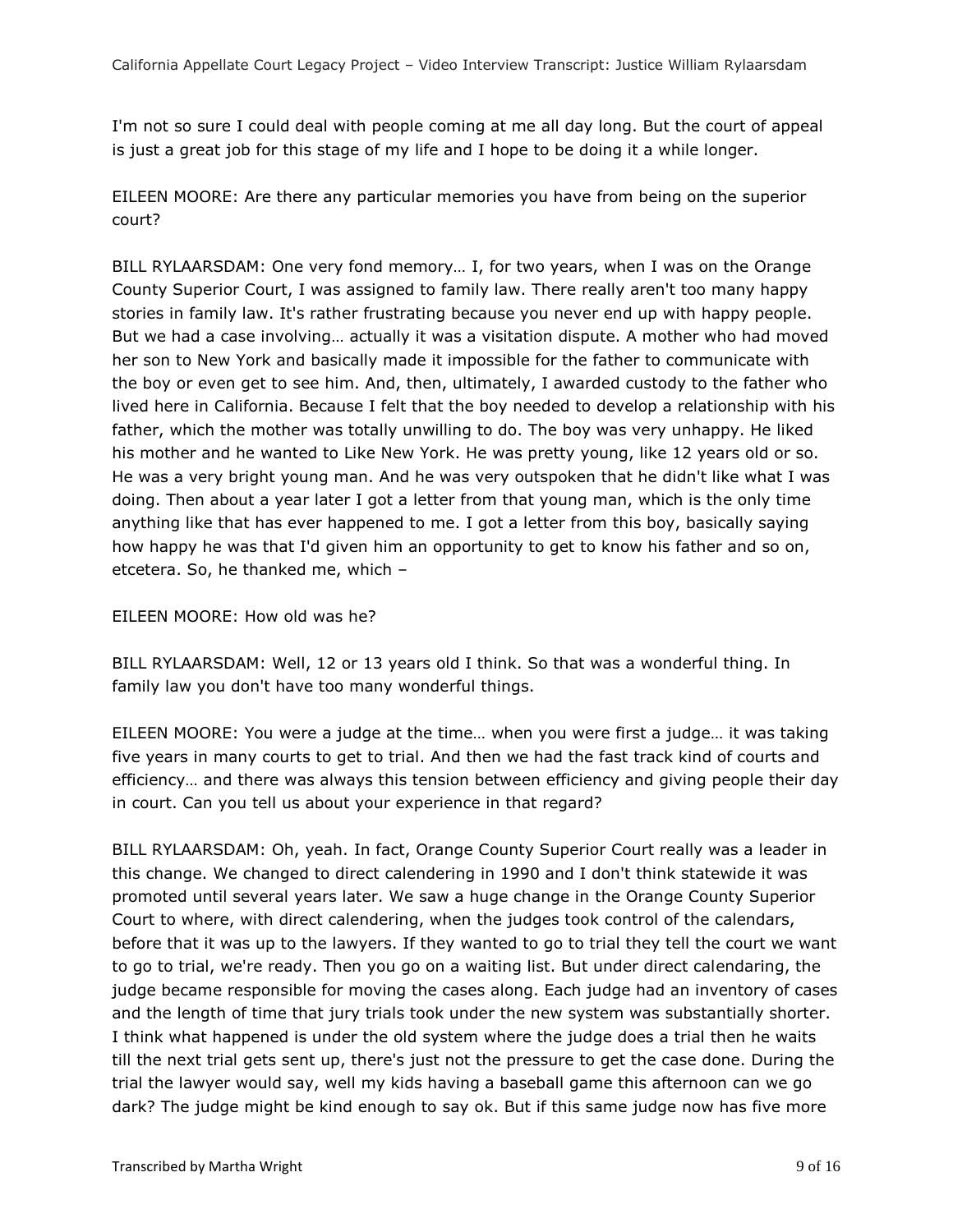I'm not so sure I could deal with people coming at me all day long. But the court of appeal is just a great job for this stage of my life and I hope to be doing it a while longer.

EILEEN MOORE: Are there any particular memories you have from being on the superior court?

BILL RYLAARSDAM: One very fond memory… I, for two years, when I was on the Orange County Superior Court, I was assigned to family law. There really aren't too many happy stories in family law. It's rather frustrating because you never end up with happy people. But we had a case involving… actually it was a visitation dispute. A mother who had moved her son to New York and basically made it impossible for the father to communicate with the boy or even get to see him. And, then, ultimately, I awarded custody to the father who lived here in California. Because I felt that the boy needed to develop a relationship with his father, which the mother was totally unwilling to do. The boy was very unhappy. He liked his mother and he wanted to Like New York. He was pretty young, like 12 years old or so. He was a very bright young man. And he was very outspoken that he didn't like what I was doing. Then about a year later I got a letter from that young man, which is the only time anything like that has ever happened to me. I got a letter from this boy, basically saying how happy he was that I'd given him an opportunity to get to know his father and so on, etcetera. So, he thanked me, which –

EILEEN MOORE: How old was he?

BILL RYLAARSDAM: Well, 12 or 13 years old I think. So that was a wonderful thing. In family law you don't have too many wonderful things.

EILEEN MOORE: You were a judge at the time… when you were first a judge… it was taking five years in many courts to get to trial. And then we had the fast track kind of courts and efficiency… and there was always this tension between efficiency and giving people their day in court. Can you tell us about your experience in that regard?

BILL RYLAARSDAM: Oh, yeah. In fact, Orange County Superior Court really was a leader in this change. We changed to direct calendering in 1990 and I don't think statewide it was promoted until several years later. We saw a huge change in the Orange County Superior Court to where, with direct calendering, when the judges took control of the calendars, before that it was up to the lawyers. If they wanted to go to trial they tell the court we want to go to trial, we're ready. Then you go on a waiting list. But under direct calendaring, the judge became responsible for moving the cases along. Each judge had an inventory of cases and the length of time that jury trials took under the new system was substantially shorter. I think what happened is under the old system where the judge does a trial then he waits till the next trial gets sent up, there's just not the pressure to get the case done. During the trial the lawyer would say, well my kids having a baseball game this afternoon can we go dark? The judge might be kind enough to say ok. But if this same judge now has five more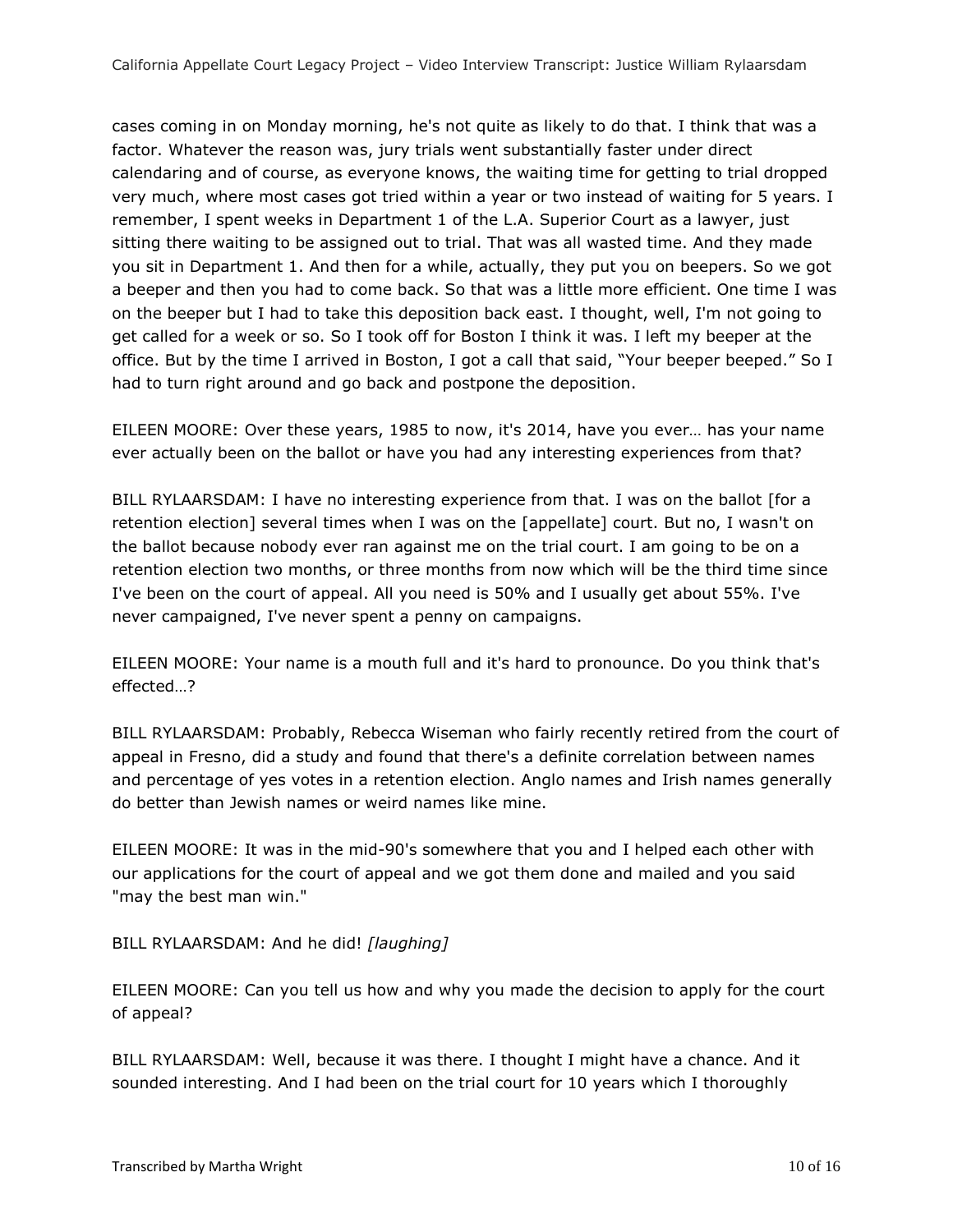cases coming in on Monday morning, he's not quite as likely to do that. I think that was a factor. Whatever the reason was, jury trials went substantially faster under direct calendaring and of course, as everyone knows, the waiting time for getting to trial dropped very much, where most cases got tried within a year or two instead of waiting for 5 years. I remember, I spent weeks in Department 1 of the L.A. Superior Court as a lawyer, just sitting there waiting to be assigned out to trial. That was all wasted time. And they made you sit in Department 1. And then for a while, actually, they put you on beepers. So we got a beeper and then you had to come back. So that was a little more efficient. One time I was on the beeper but I had to take this deposition back east. I thought, well, I'm not going to get called for a week or so. So I took off for Boston I think it was. I left my beeper at the office. But by the time I arrived in Boston, I got a call that said, "Your beeper beeped." So I had to turn right around and go back and postpone the deposition.

EILEEN MOORE: Over these years, 1985 to now, it's 2014, have you ever… has your name ever actually been on the ballot or have you had any interesting experiences from that?

BILL RYLAARSDAM: I have no interesting experience from that. I was on the ballot [for a retention election] several times when I was on the [appellate] court. But no, I wasn't on the ballot because nobody ever ran against me on the trial court. I am going to be on a retention election two months, or three months from now which will be the third time since I've been on the court of appeal. All you need is 50% and I usually get about 55%. I've never campaigned, I've never spent a penny on campaigns.

EILEEN MOORE: Your name is a mouth full and it's hard to pronounce. Do you think that's effected…?

BILL RYLAARSDAM: Probably, Rebecca Wiseman who fairly recently retired from the court of appeal in Fresno, did a study and found that there's a definite correlation between names and percentage of yes votes in a retention election. Anglo names and Irish names generally do better than Jewish names or weird names like mine.

EILEEN MOORE: It was in the mid-90's somewhere that you and I helped each other with our applications for the court of appeal and we got them done and mailed and you said "may the best man win."

BILL RYLAARSDAM: And he did! *[laughing]*

EILEEN MOORE: Can you tell us how and why you made the decision to apply for the court of appeal?

BILL RYLAARSDAM: Well, because it was there. I thought I might have a chance. And it sounded interesting. And I had been on the trial court for 10 years which I thoroughly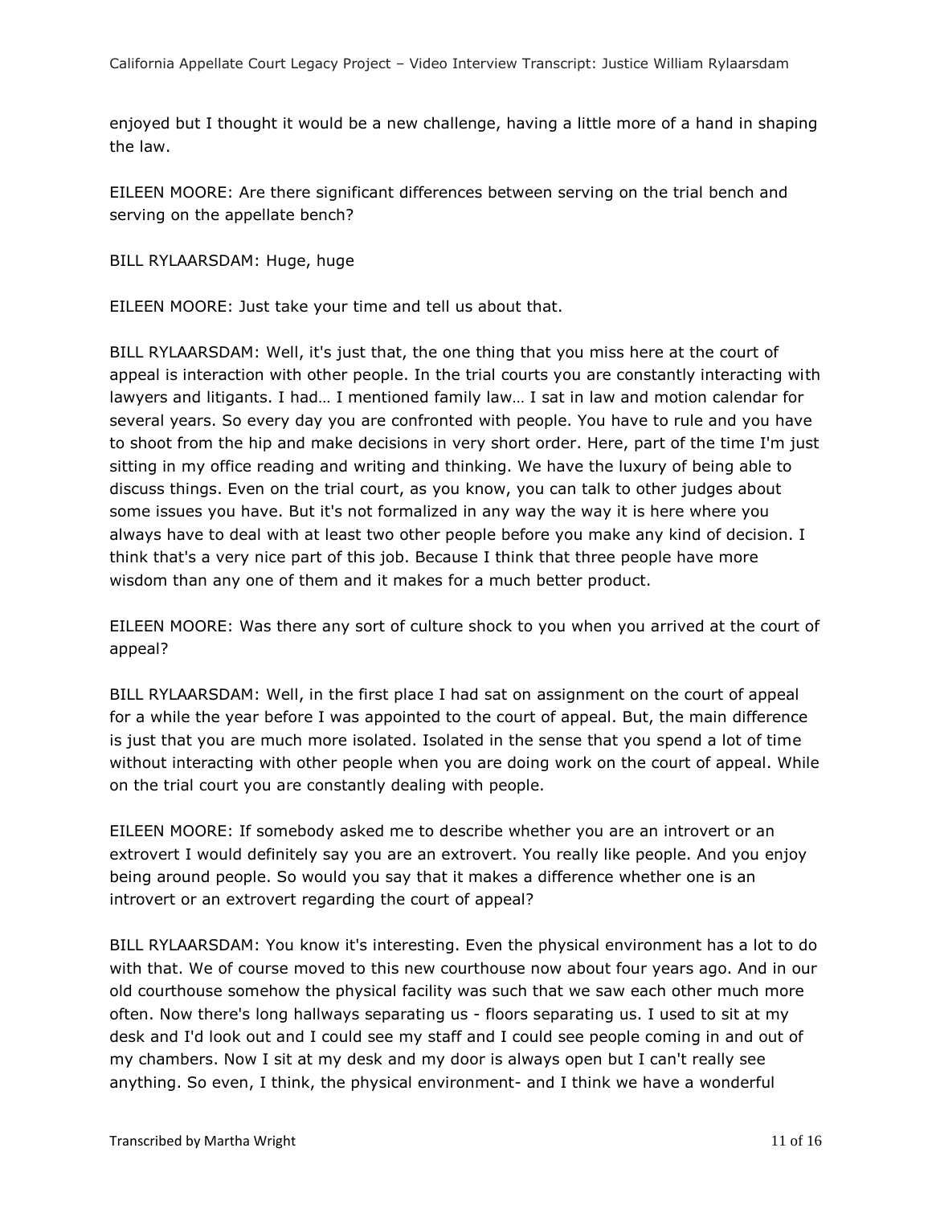enjoyed but I thought it would be a new challenge, having a little more of a hand in shaping the law.

EILEEN MOORE: Are there significant differences between serving on the trial bench and serving on the appellate bench?

BILL RYLAARSDAM: Huge, huge

EILEEN MOORE: Just take your time and tell us about that.

BILL RYLAARSDAM: Well, it's just that, the one thing that you miss here at the court of appeal is interaction with other people. In the trial courts you are constantly interacting with lawyers and litigants. I had… I mentioned family law… I sat in law and motion calendar for several years. So every day you are confronted with people. You have to rule and you have to shoot from the hip and make decisions in very short order. Here, part of the time I'm just sitting in my office reading and writing and thinking. We have the luxury of being able to discuss things. Even on the trial court, as you know, you can talk to other judges about some issues you have. But it's not formalized in any way the way it is here where you always have to deal with at least two other people before you make any kind of decision. I think that's a very nice part of this job. Because I think that three people have more wisdom than any one of them and it makes for a much better product.

EILEEN MOORE: Was there any sort of culture shock to you when you arrived at the court of appeal?

BILL RYLAARSDAM: Well, in the first place I had sat on assignment on the court of appeal for a while the year before I was appointed to the court of appeal. But, the main difference is just that you are much more isolated. Isolated in the sense that you spend a lot of time without interacting with other people when you are doing work on the court of appeal. While on the trial court you are constantly dealing with people.

EILEEN MOORE: If somebody asked me to describe whether you are an introvert or an extrovert I would definitely say you are an extrovert. You really like people. And you enjoy being around people. So would you say that it makes a difference whether one is an introvert or an extrovert regarding the court of appeal?

BILL RYLAARSDAM: You know it's interesting. Even the physical environment has a lot to do with that. We of course moved to this new courthouse now about four years ago. And in our old courthouse somehow the physical facility was such that we saw each other much more often. Now there's long hallways separating us - floors separating us. I used to sit at my desk and I'd look out and I could see my staff and I could see people coming in and out of my chambers. Now I sit at my desk and my door is always open but I can't really see anything. So even, I think, the physical environment- and I think we have a wonderful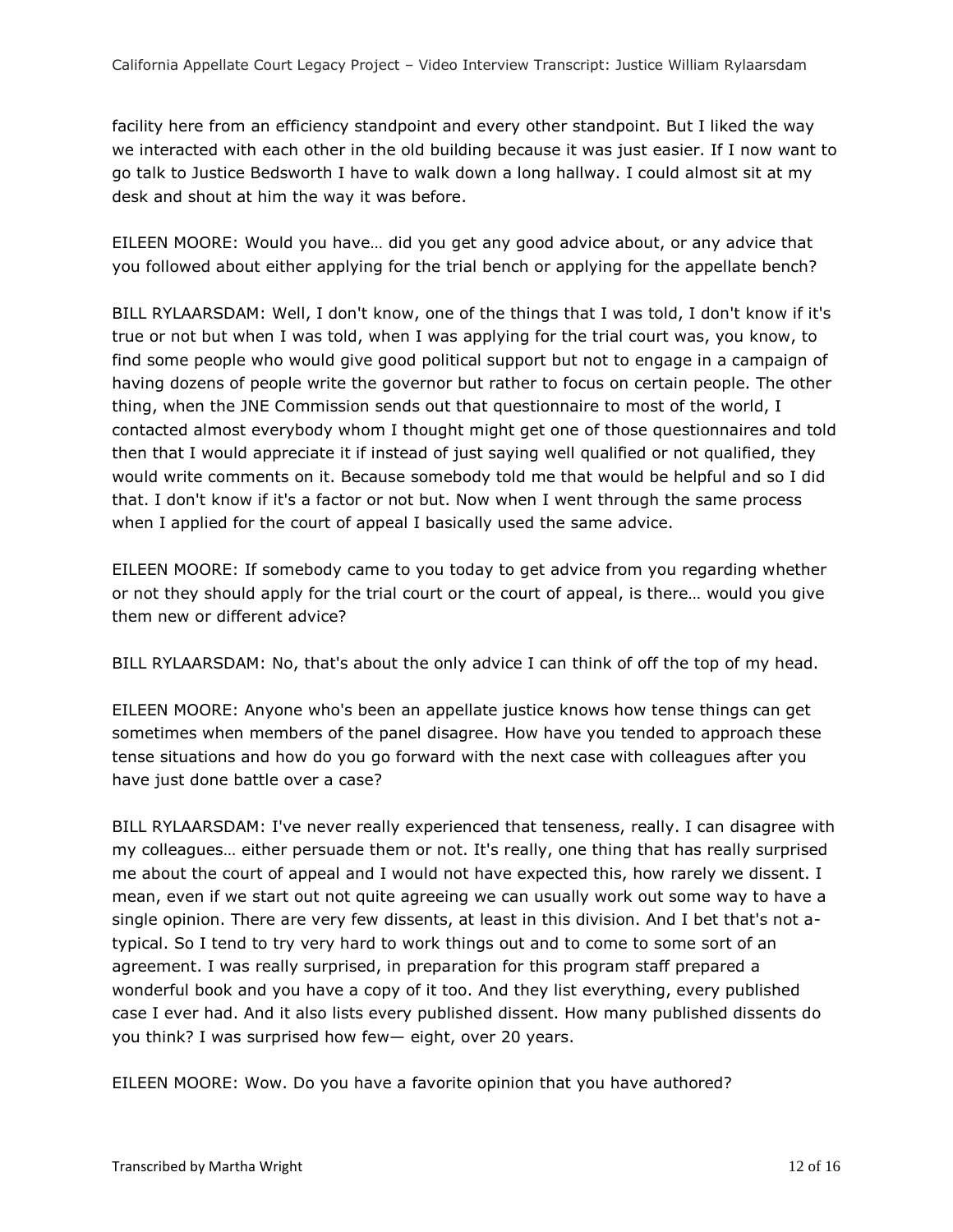facility here from an efficiency standpoint and every other standpoint. But I liked the way we interacted with each other in the old building because it was just easier. If I now want to go talk to Justice Bedsworth I have to walk down a long hallway. I could almost sit at my desk and shout at him the way it was before.

EILEEN MOORE: Would you have… did you get any good advice about, or any advice that you followed about either applying for the trial bench or applying for the appellate bench?

BILL RYLAARSDAM: Well, I don't know, one of the things that I was told, I don't know if it's true or not but when I was told, when I was applying for the trial court was, you know, to find some people who would give good political support but not to engage in a campaign of having dozens of people write the governor but rather to focus on certain people. The other thing, when the JNE Commission sends out that questionnaire to most of the world, I contacted almost everybody whom I thought might get one of those questionnaires and told then that I would appreciate it if instead of just saying well qualified or not qualified, they would write comments on it. Because somebody told me that would be helpful and so I did that. I don't know if it's a factor or not but. Now when I went through the same process when I applied for the court of appeal I basically used the same advice.

EILEEN MOORE: If somebody came to you today to get advice from you regarding whether or not they should apply for the trial court or the court of appeal, is there… would you give them new or different advice?

BILL RYLAARSDAM: No, that's about the only advice I can think of off the top of my head.

EILEEN MOORE: Anyone who's been an appellate justice knows how tense things can get sometimes when members of the panel disagree. How have you tended to approach these tense situations and how do you go forward with the next case with colleagues after you have just done battle over a case?

BILL RYLAARSDAM: I've never really experienced that tenseness, really. I can disagree with my colleagues… either persuade them or not. It's really, one thing that has really surprised me about the court of appeal and I would not have expected this, how rarely we dissent. I mean, even if we start out not quite agreeing we can usually work out some way to have a single opinion. There are very few dissents, at least in this division. And I bet that's not a-typical. So I tend to try very hard to work things out and to come to some sort of an agreement. I was really surprised, in preparation for this program staff prepared a wonderful book and you have a copy of it too. And they list everything, every published case I ever had. And it also lists every published dissent. How many published dissents do you think? I was surprised how few— eight, over 20 years.

EILEEN MOORE: Wow. Do you have a favorite opinion that you have authored?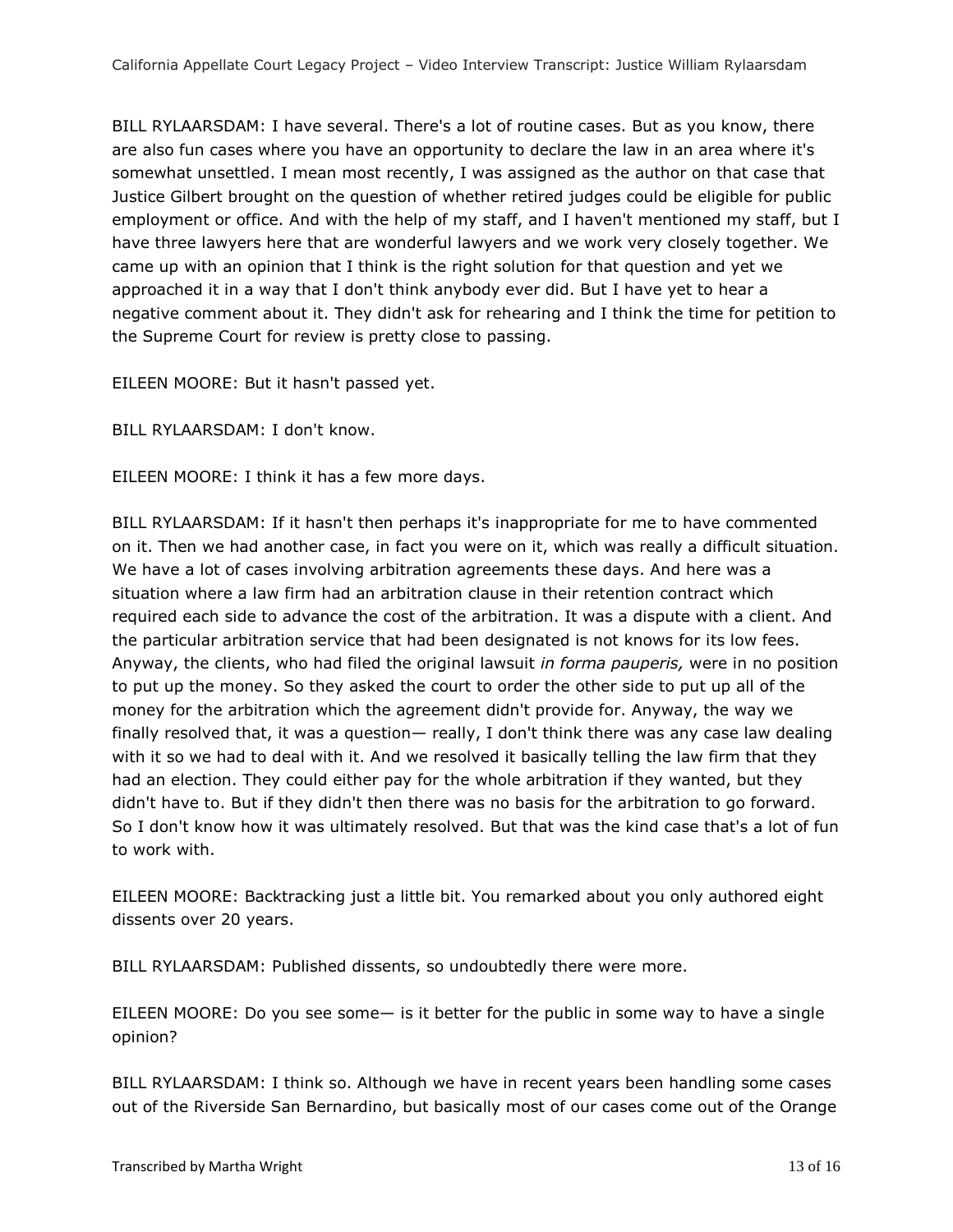BILL RYLAARSDAM: I have several. There's a lot of routine cases. But as you know, there are also fun cases where you have an opportunity to declare the law in an area where it's somewhat unsettled. I mean most recently, I was assigned as the author on that case that Justice Gilbert brought on the question of whether retired judges could be eligible for public employment or office. And with the help of my staff, and I haven't mentioned my staff, but I have three lawyers here that are wonderful lawyers and we work very closely together. We came up with an opinion that I think is the right solution for that question and yet we approached it in a way that I don't think anybody ever did. But I have yet to hear a negative comment about it. They didn't ask for rehearing and I think the time for petition to the Supreme Court for review is pretty close to passing.

EILEEN MOORE: But it hasn't passed yet.

BILL RYLAARSDAM: I don't know.

EILEEN MOORE: I think it has a few more days.

BILL RYLAARSDAM: If it hasn't then perhaps it's inappropriate for me to have commented on it. Then we had another case, in fact you were on it, which was really a difficult situation. We have a lot of cases involving arbitration agreements these days. And here was a situation where a law firm had an arbitration clause in their retention contract which required each side to advance the cost of the arbitration. It was a dispute with a client. And the particular arbitration service that had been designated is not knows for its low fees. Anyway, the clients, who had filed the original lawsuit *in forma pauperis,* were in no position to put up the money. So they asked the court to order the other side to put up all of the money for the arbitration which the agreement didn't provide for. Anyway, the way we finally resolved that, it was a question— really, I don't think there was any case law dealing with it so we had to deal with it. And we resolved it basically telling the law firm that they had an election. They could either pay for the whole arbitration if they wanted, but they didn't have to. But if they didn't then there was no basis for the arbitration to go forward. So I don't know how it was ultimately resolved. But that was the kind case that's a lot of fun to work with.

EILEEN MOORE: Backtracking just a little bit. You remarked about you only authored eight dissents over 20 years.

BILL RYLAARSDAM: Published dissents, so undoubtedly there were more.

EILEEN MOORE: Do you see some— is it better for the public in some way to have a single opinion?

BILL RYLAARSDAM: I think so. Although we have in recent years been handling some cases out of the Riverside San Bernardino, but basically most of our cases come out of the Orange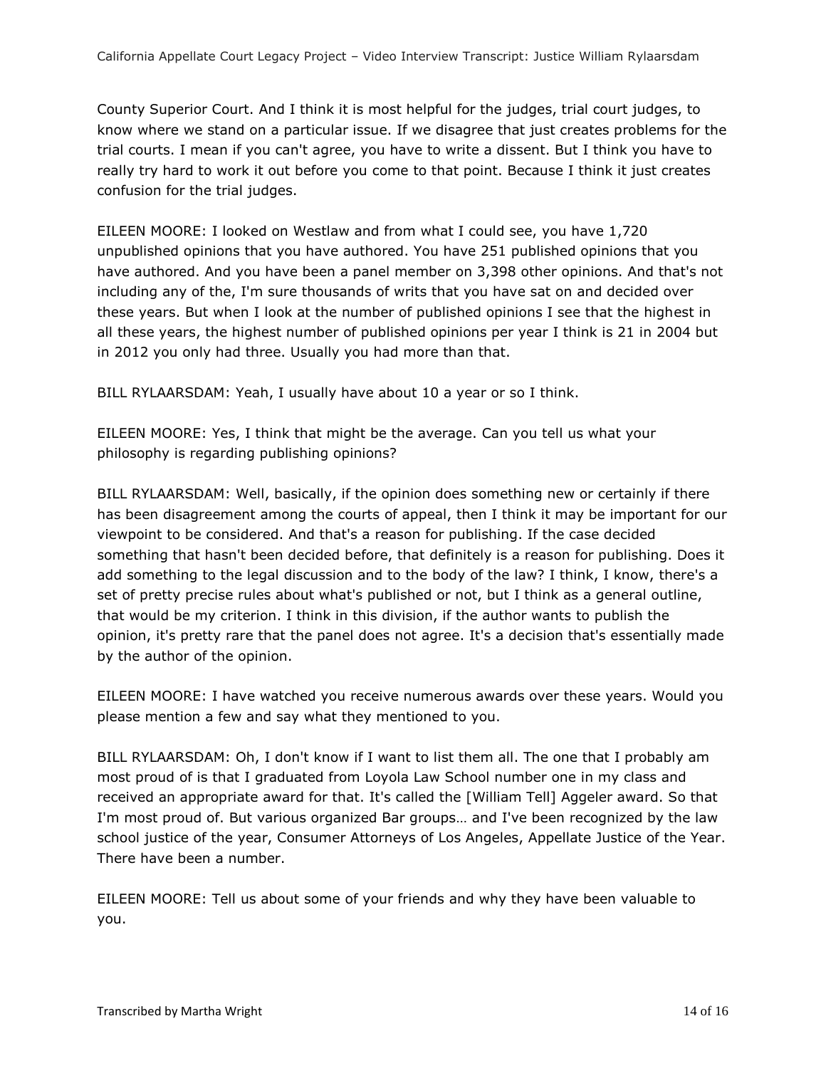County Superior Court. And I think it is most helpful for the judges, trial court judges, to know where we stand on a particular issue. If we disagree that just creates problems for the trial courts. I mean if you can't agree, you have to write a dissent. But I think you have to really try hard to work it out before you come to that point. Because I think it just creates confusion for the trial judges.

EILEEN MOORE: I looked on Westlaw and from what I could see, you have 1,720 unpublished opinions that you have authored. You have 251 published opinions that you have authored. And you have been a panel member on 3,398 other opinions. And that's not including any of the, I'm sure thousands of writs that you have sat on and decided over these years. But when I look at the number of published opinions I see that the highest in all these years, the highest number of published opinions per year I think is 21 in 2004 but in 2012 you only had three. Usually you had more than that.

BILL RYLAARSDAM: Yeah, I usually have about 10 a year or so I think.

EILEEN MOORE: Yes, I think that might be the average. Can you tell us what your philosophy is regarding publishing opinions?

BILL RYLAARSDAM: Well, basically, if the opinion does something new or certainly if there has been disagreement among the courts of appeal, then I think it may be important for our viewpoint to be considered. And that's a reason for publishing. If the case decided something that hasn't been decided before, that definitely is a reason for publishing. Does it add something to the legal discussion and to the body of the law? I think, I know, there's a set of pretty precise rules about what's published or not, but I think as a general outline, that would be my criterion. I think in this division, if the author wants to publish the opinion, it's pretty rare that the panel does not agree. It's a decision that's essentially made by the author of the opinion.

EILEEN MOORE: I have watched you receive numerous awards over these years. Would you please mention a few and say what they mentioned to you.

BILL RYLAARSDAM: Oh, I don't know if I want to list them all. The one that I probably am most proud of is that I graduated from Loyola Law School number one in my class and received an appropriate award for that. It's called the [William Tell] Aggeler award. So that I'm most proud of. But various organized Bar groups… and I've been recognized by the law school justice of the year, Consumer Attorneys of Los Angeles, Appellate Justice of the Year. There have been a number.

EILEEN MOORE: Tell us about some of your friends and why they have been valuable to you.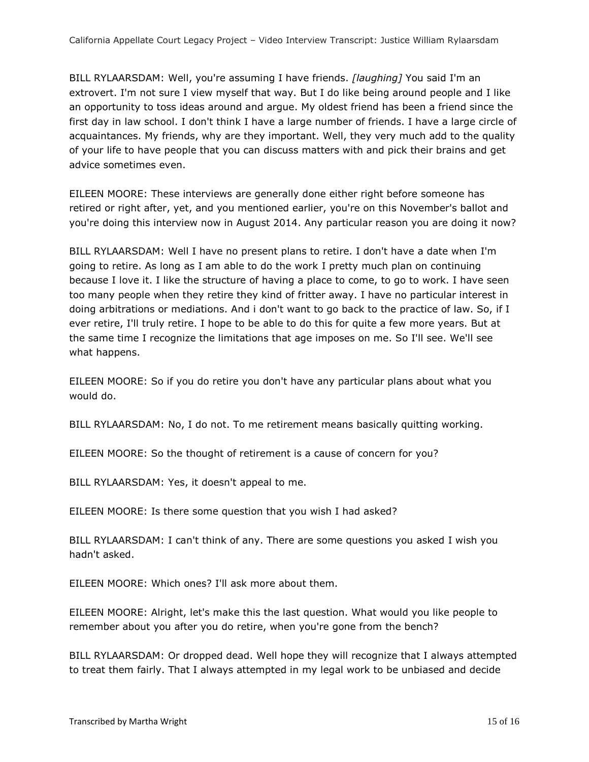BILL RYLAARSDAM: Well, you're assuming I have friends. *[laughing]* You said I'm an extrovert. I'm not sure I view myself that way. But I do like being around people and I like an opportunity to toss ideas around and argue. My oldest friend has been a friend since the first day in law school. I don't think I have a large number of friends. I have a large circle of acquaintances. My friends, why are they important. Well, they very much add to the quality of your life to have people that you can discuss matters with and pick their brains and get advice sometimes even.

EILEEN MOORE: These interviews are generally done either right before someone has retired or right after, yet, and you mentioned earlier, you're on this November's ballot and you're doing this interview now in August 2014. Any particular reason you are doing it now?

BILL RYLAARSDAM: Well I have no present plans to retire. I don't have a date when I'm going to retire. As long as I am able to do the work I pretty much plan on continuing because I love it. I like the structure of having a place to come, to go to work. I have seen too many people when they retire they kind of fritter away. I have no particular interest in doing arbitrations or mediations. And i don't want to go back to the practice of law. So, if I ever retire, I'll truly retire. I hope to be able to do this for quite a few more years. But at the same time I recognize the limitations that age imposes on me. So I'll see. We'll see what happens.

EILEEN MOORE: So if you do retire you don't have any particular plans about what you would do.

BILL RYLAARSDAM: No, I do not. To me retirement means basically quitting working.

EILEEN MOORE: So the thought of retirement is a cause of concern for you?

BILL RYLAARSDAM: Yes, it doesn't appeal to me.

EILEEN MOORE: Is there some question that you wish I had asked?

BILL RYLAARSDAM: I can't think of any. There are some questions you asked I wish you hadn't asked.

EILEEN MOORE: Which ones? I'll ask more about them.

EILEEN MOORE: Alright, let's make this the last question. What would you like people to remember about you after you do retire, when you're gone from the bench?

BILL RYLAARSDAM: Or dropped dead. Well hope they will recognize that I always attempted to treat them fairly. That I always attempted in my legal work to be unbiased and decide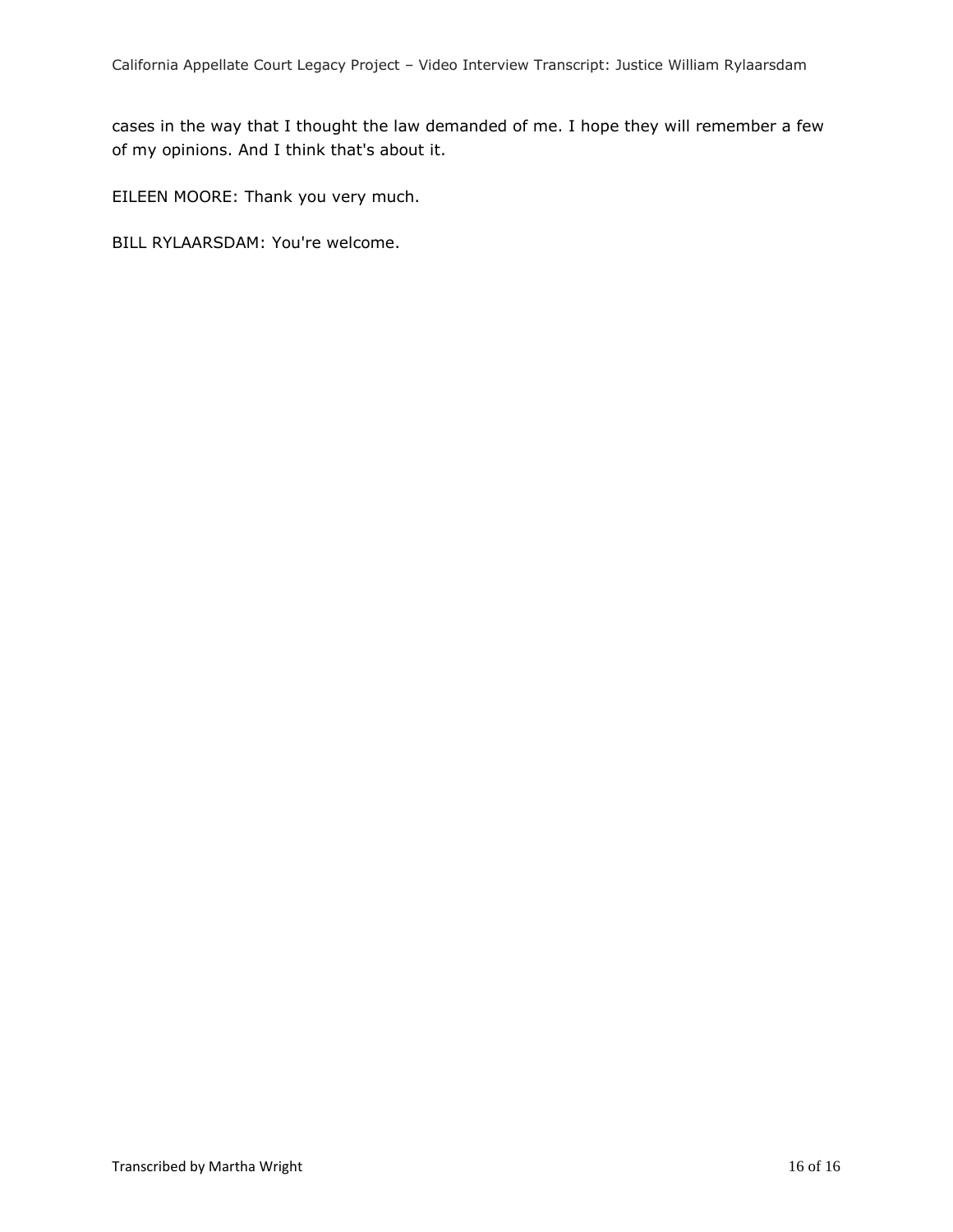cases in the way that I thought the law demanded of me. I hope they will remember a few of my opinions. And I think that's about it.

EILEEN MOORE: Thank you very much.

BILL RYLAARSDAM: You're welcome.